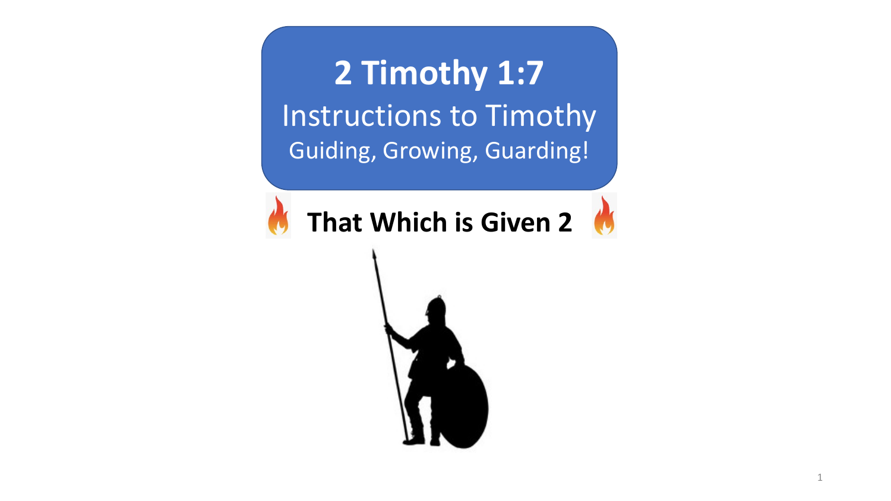# 2 Timothy 1:7

## Instructions to Timothy

### Guiding, Growing, Guarding!

**That Which is Given 2**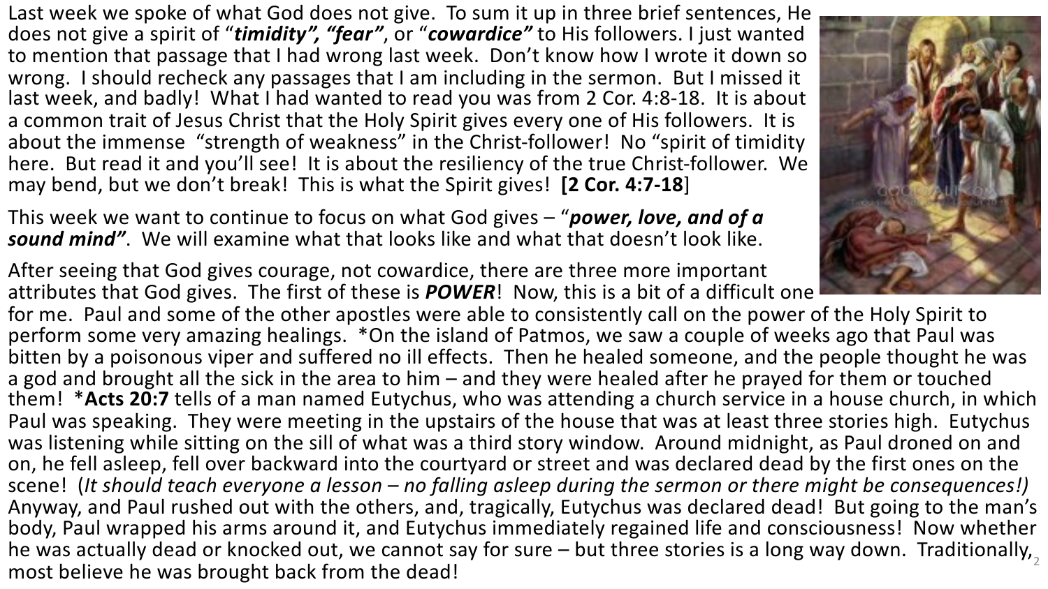Last week we spoke of what God does not give. To sum it up in three brief sentences, He does not give a spirit of "***timidity", "fear"***, or "***cowardice"*** to His followers. I just wanted to mention that passage that I had wrong last week. Don't know how I wrote it down so wrong. I should recheck any passages that I am including in the sermon. But I missed it last week, and badly! What I had wanted to read you was from 2 Cor. 4:8-18. It is about a common trait of Jesus Christ that the Holy Spirit gives every one of His followers. It is about the immense "strength of weakness" in the Christ-follower! No "spirit of timidity here. But read it and you'll see! It is about the resiliency of the true Christ-follower. We may bend, but we don't break! This is what the Spirit gives! **[2 Cor. 4:7-18**]

This week we want to continue to focus on what God gives – "***power, love, and of a sound mind"***. We will examine what that looks like and what that doesn't look like.

After seeing that God gives courage, not cowardice, there are three more important attributes that God gives. The first of these is ***POWER***! Now, this is a bit of a difficult one for me. Paul and some of the other apostles were able to consistently call on the power of the Holy Spirit to perform some very amazing healings. *On the island of Patmos, we saw a couple of weeks ago that Paul was bitten by a poisonous viper and suffered no ill effects. Then he healed someone, and the people thought he was a god and brought all the sick in the area to him – and they were healed after he prayed for them or touched them! ***Acts 20:7** tells of a man named Eutychus, who was attending a church service in a house church, in which Paul was speaking. They were meeting in the upstairs of the house that was at least three stories high. Eutychus was listening while sitting on the sill of what was a third story window. Around midnight, as Paul droned on and on, he fell asleep, fell over backward into the courtyard or street and was declared dead by the first ones on the scene! (*It should teach everyone a lesson – no falling asleep during the sermon or there might be consequences!)* Anyway, and Paul rushed out with the others, and, tragically, Eutychus was declared dead! But going to the man's body, Paul wrapped his arms around it, and Eutychus immediately regained life and consciousness! Now whether he was actually dead or knocked out, we cannot say for sure – but three stories is a long way down. Traditionally, most believe he was brought back from the dead!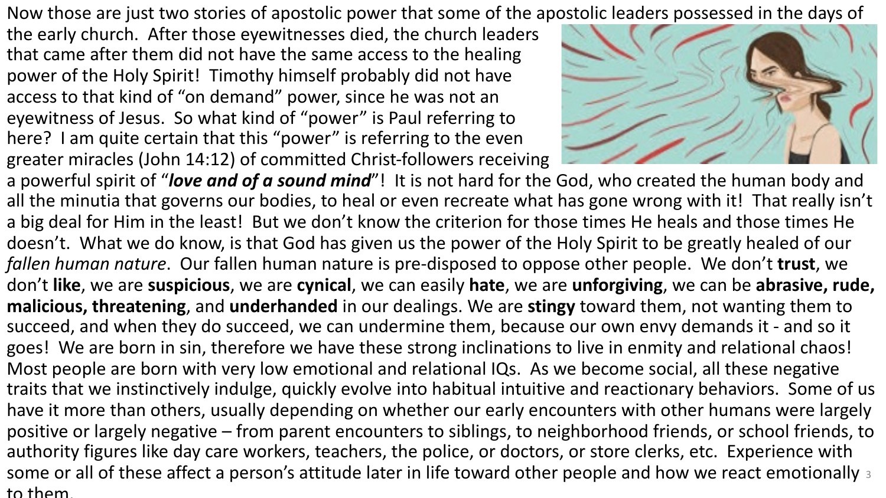Now those are just two stories of apostolic power that some of the apostolic leaders possessed in the days of the early church. After those eyewitnesses died, the church leaders that came after them did not have the same access to the healing power of the Holy Spirit! Timothy himself probably did not have access to that kind of "on demand" power, since he was not an eyewitness of Jesus. So what kind of "power" is Paul referring to here? I am quite certain that this "power" is referring to the even greater miracles (John 14:12) of committed Christ-followers receiving a powerful spirit of "***love and of a sound mind***"! It is not hard for the God, who created the human body and all the minutia that governs our bodies, to heal or even recreate what has gone wrong with it! That really isn't a big deal for Him in the least! But we don't know the criterion for those times He heals and those times He doesn't. What we do know, is that God has given us the power of the Holy Spirit to be greatly healed of our *fallen human nature*. Our fallen human nature is pre-disposed to oppose other people. We don't **trust**, we don't **like**, we are **suspicious**, we are **cynical**, we can easily **hate**, we are **unforgiving**, we can be **abrasive, rude, malicious, threatening**, and **underhanded** in our dealings. We are **stingy** toward them, not wanting them to succeed, and when they do succeed, we can undermine them, because our own envy demands it - and so it goes! We are born in sin, therefore we have these strong inclinations to live in enmity and relational chaos! Most people are born with very low emotional and relational IQs. As we become social, all these negative traits that we instinctively indulge, quickly evolve into habitual intuitive and reactionary behaviors. Some of us have it more than others, usually depending on whether our early encounters with other humans were largely positive or largely negative – from parent encounters to siblings, to neighborhood friends, or school friends, to authority figures like day care workers, teachers, the police, or doctors, or store clerks, etc. Experience with some or all of these affect a person's attitude later in life toward other people and how we react emotionally to them.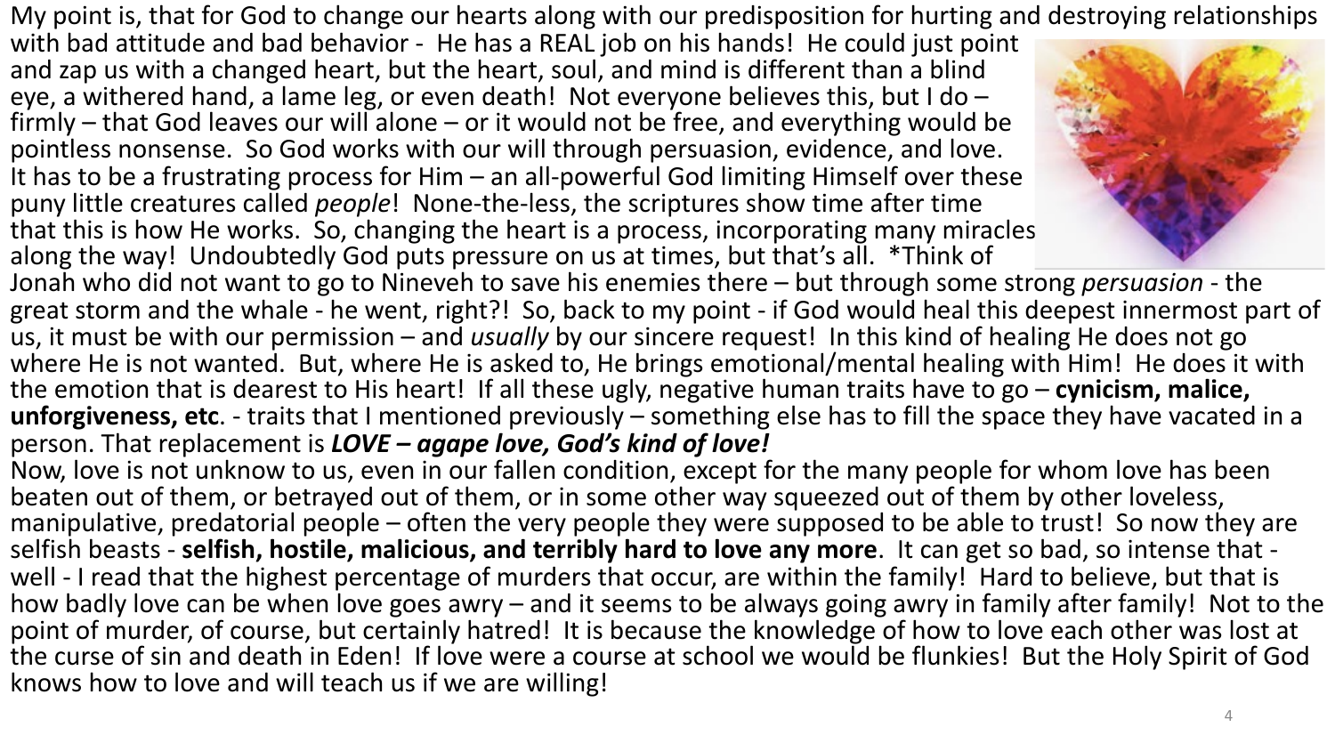My point is, that for God to change our hearts along with our predisposition for hurting and destroying relationships with bad attitude and bad behavior - He has a REAL job on his hands! He could just point and zap us with a changed heart, but the heart, soul, and mind is different than a blind eye, a withered hand, a lame leg, or even death! Not everyone believes this, but I do – firmly – that God leaves our will alone – or it would not be free, and everything would be pointless nonsense. So God works with our will through persuasion, evidence, and love. It has to be a frustrating process for Him – an all-powerful God limiting Himself over these puny little creatures called *people*! None-the-less, the scriptures show time after time that this is how He works. So, changing the heart is a process, incorporating many miracles along the way! Undoubtedly God puts pressure on us at times, but that's all. *Think of Jonah who did not want to go to Nineveh to save his enemies there – but through some strong *persuasion* - the great storm and the whale - he went, right?! So, back to my point - if God would heal this deepest innermost part of us, it must be with our permission – and *usually* by our sincere request! In this kind of healing He does not go where He is not wanted. But, where He is asked to, He brings emotional/mental healing with Him! He does it with the emotion that is dearest to His heart! If all these ugly, negative human traits have to go – **cynicism, malice, unforgiveness, etc**. - traits that I mentioned previously – something else has to fill the space they have vacated in a person. That replacement is ***LOVE – agape love, God's kind of love!***

Now, love is not unknow to us, even in our fallen condition, except for the many people for whom love has been beaten out of them, or betrayed out of them, or in some other way squeezed out of them by other loveless, manipulative, predatorial people – often the very people they were supposed to be able to trust! So now they are selfish beasts - **selfish, hostile, malicious, and terribly hard to love any more**. It can get so bad, so intense that - well - I read that the highest percentage of murders that occur, are within the family! Hard to believe, but that is how badly love can be when love goes awry – and it seems to be always going awry in family after family! Not to the point of murder, of course, but certainly hatred! It is because the knowledge of how to love each other was lost at the curse of sin and death in Eden! If love were a course at school we would be flunkies! But the Holy Spirit of God knows how to love and will teach us if we are willing!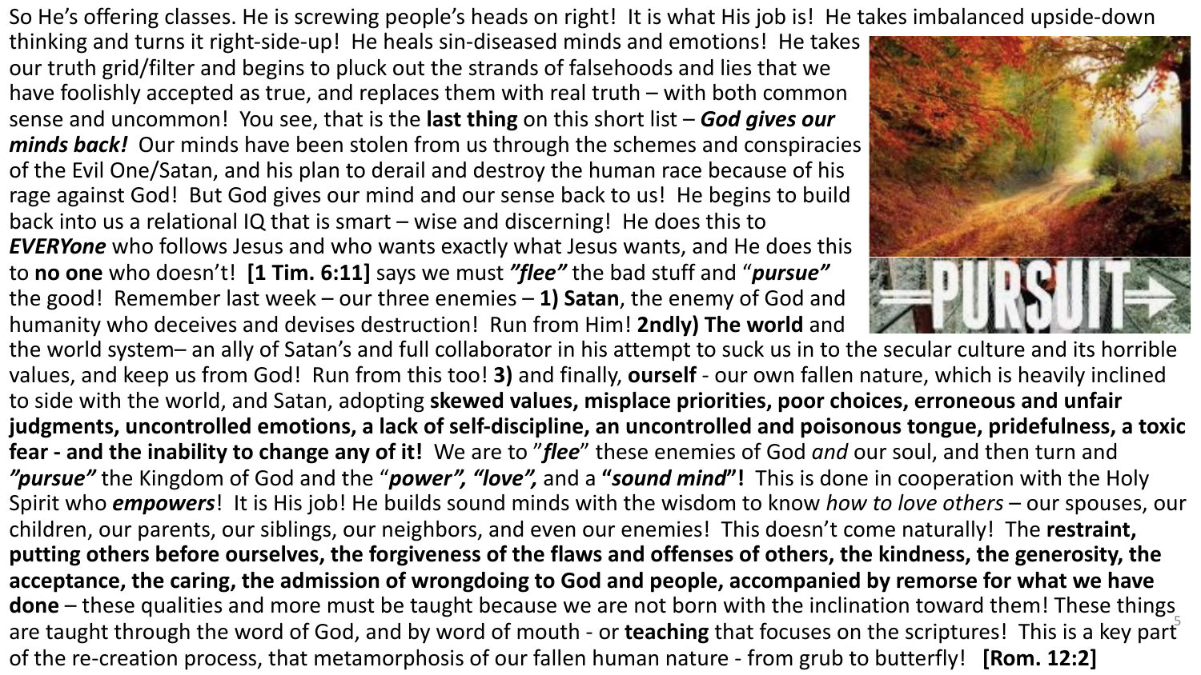So He's offering classes. He is screwing people's heads on right! It is what His job is! He takes imbalanced upside-down thinking and turns it right-side-up! He heals sin-diseased minds and emotions! He takes our truth grid/filter and begins to pluck out the strands of falsehoods and lies that we have foolishly accepted as true, and replaces them with real truth – with both common sense and uncommon! You see, that is the **last thing** on this short list – ***God gives our minds back!*** Our minds have been stolen from us through the schemes and conspiracies of the Evil One/Satan, and his plan to derail and destroy the human race because of his rage against God! But God gives our mind and our sense back to us! He begins to build back into us a relational IQ that is smart – wise and discerning! He does this to ***EVERYone*** who follows Jesus and who wants exactly what Jesus wants, and He does this to **no one** who doesn't! **[1 Tim. 6:11]** says we must ***"flee"*** the bad stuff and "***pursue"*** the good! Remember last week – our three enemies – **1) Satan**, the enemy of God and humanity who deceives and devises destruction! Run from Him! **2ndly) The world** and the world system– an ally of Satan's and full collaborator in his attempt to suck us in to the secular culture and its horrible values, and keep us from God! Run from this too! **3)** and finally, **ourself** - our own fallen nature, which is heavily inclined to side with the world, and Satan, adopting **skewed values, misplace priorities, poor choices, erroneous and unfair judgments, uncontrolled emotions, a lack of self-discipline, an uncontrolled and poisonous tongue, pridefulness, a toxic fear - and the inability to change any of it!** We are to "***flee***" these enemies of God *and* our soul, and then turn and ***"pursue"*** the Kingdom of God and the "***power", "love",*** and a **"*sound mind*"!** This is done in cooperation with the Holy Spirit who ***empowers***! It is His job! He builds sound minds with the wisdom to know *how to love others* – our spouses, our children, our parents, our siblings, our neighbors, and even our enemies! This doesn't come naturally! The **restraint, putting others before ourselves, the forgiveness of the flaws and offenses of others, the kindness, the generosity, the acceptance, the caring, the admission of wrongdoing to God and people, accompanied by remorse for what we have done** – these qualities and more must be taught because we are not born with the inclination toward them! These things are taught through the word of God, and by word of mouth - or **teaching** that focuses on the scriptures! This is a key part of the re-creation process, that metamorphosis of our fallen human nature - from grub to butterfly! **[Rom. 12:2]**